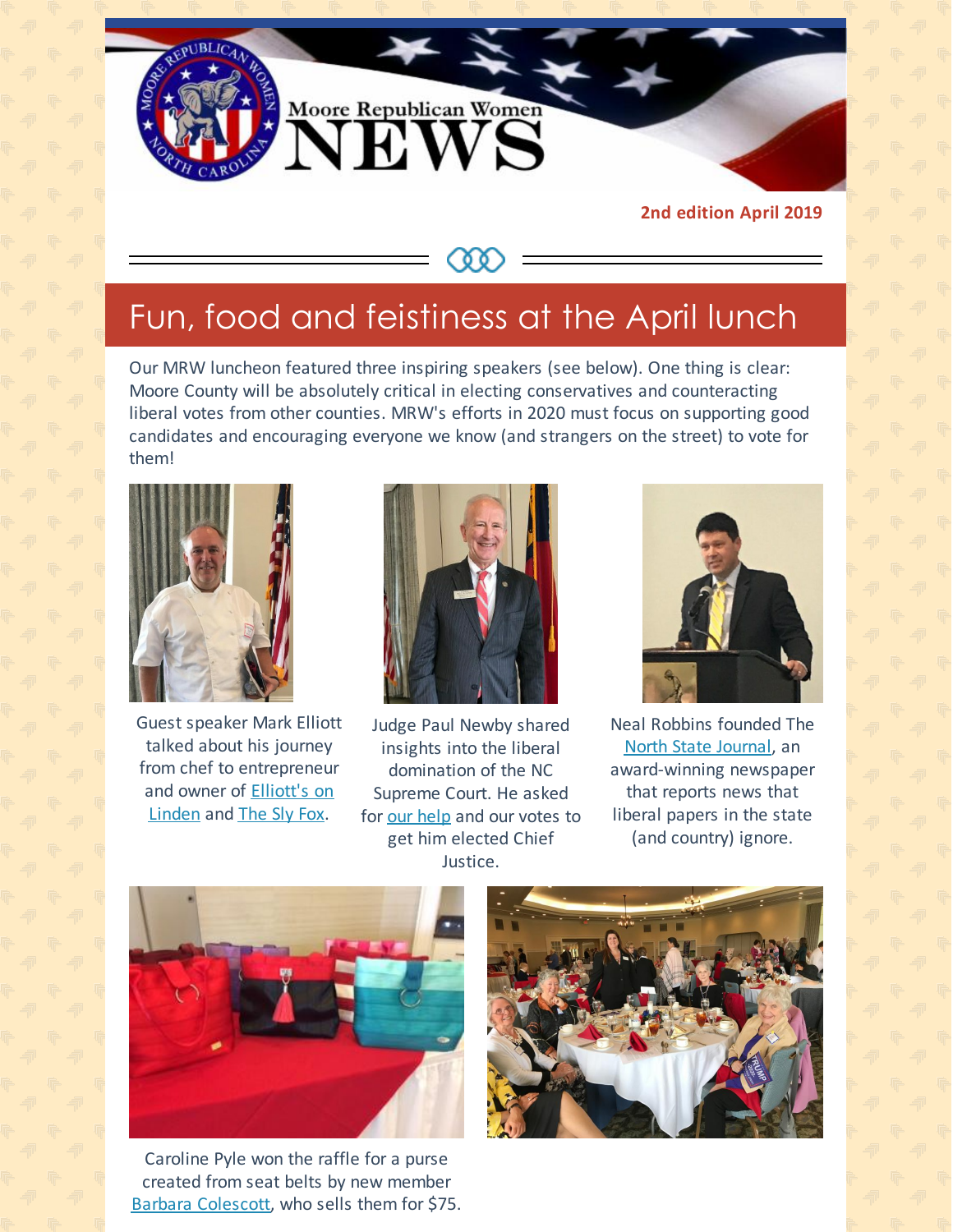# Moore Republican Women NEWS

**2nd edition April 2019**

## Fun, food and feistiness at the April lunch

Our MRW luncheon featured three inspiring speakers (see below). One thing is clear: Moore County will be absolutely critical in electing conservatives and counteracting liberal votes from other counties. MRW's efforts in 2020 must focus on supporting good candidates and encouraging everyone we know (and strangers on the street) to vote for them!

Guest speaker Mark Elliott talked about his journey from chef to entrepreneur and owner of Elliott's on Linden and The Sly Fox.

Judge Paul Newby shared insights into the liberal domination of the NC Supreme Court. He asked for our help and our votes to get him elected Chief Justice.

Neal Robbins founded The North State Journal, an award-winning newspaper that reports news that liberal papers in the state (and country) ignore.

Caroline Pyle won the raffle for a purse created from seat belts by new member Barbara Colescott, who sells them for $75.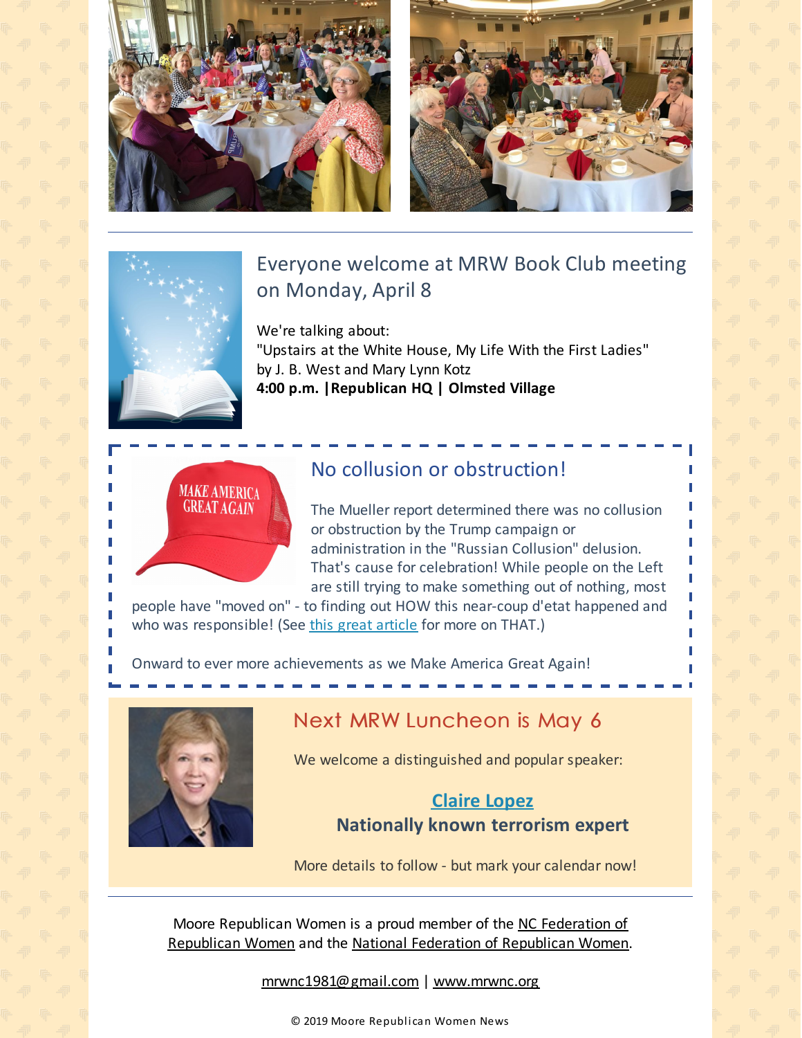## Everyone welcome at MRW Book Club meeting on Monday, April 8

We're talking about:
"Upstairs at the White House, My Life With the First Ladies"
by J. B. West and Mary Lynn Kotz
**4:00 p.m. |Republican HQ | Olmsted Village**

## No collusion or obstruction!

The Mueller report determined there was no collusion or obstruction by the Trump campaign or administration in the "Russian Collusion" delusion. That's cause for celebration! While people on the Left are still trying to make something out of nothing, most people have "moved on" - to finding out HOW this near-coup d'etat happened and who was responsible! (See this great article for more on THAT.)

Onward to ever more achievements as we Make America Great Again!

## Next MRW Luncheon is May 6

We welcome a distinguished and popular speaker:

**Claire Lopez**
**Nationally known terrorism expert**

More details to follow - but mark your calendar now!

---

Moore Republican Women is a proud member of the NC Federation of Republican Women and the National Federation of Republican Women.

mrwnc1981@gmail.com | www.mrwnc.org

© 2019 Moore Republican Women News